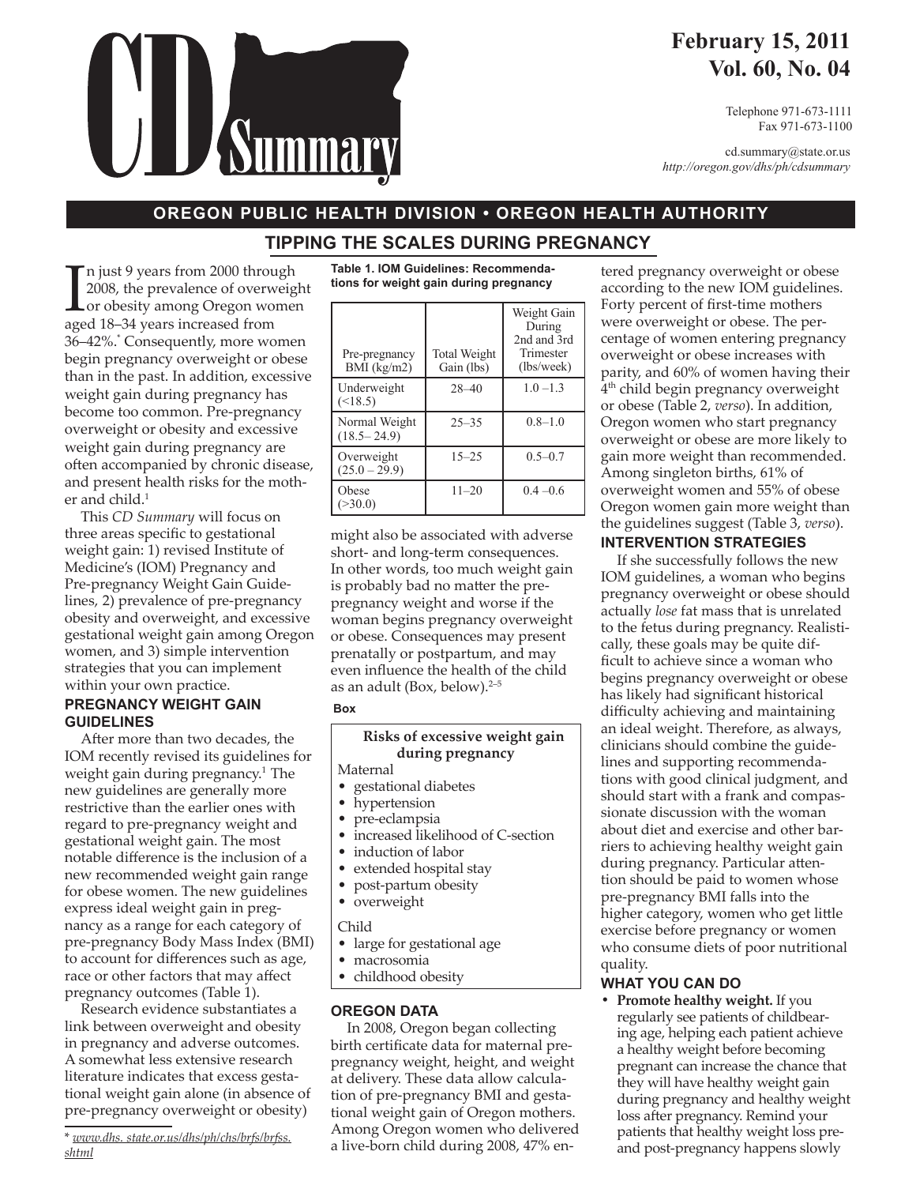# CD Summary

**February 15, 2011**
**Vol. 60, No. 04**

Telephone 971-673-1111
Fax 971-673-1100

cd.summary@state.or.us
*http://oregon.gov/dhs/ph/cdsummary*

**OREGON PUBLIC HEALTH DIVISION • OREGON HEALTH AUTHORITY**

## TIPPING THE SCALES DURING PREGNANCY

In just 9 years from 2000 through 2008, the prevalence of overweight or obesity among Oregon women aged 18–34 years increased from 36–42%.* Consequently, more women begin pregnancy overweight or obese than in the past. In addition, excessive weight gain during pregnancy has become too common. Pre-pregnancy overweight or obesity and excessive weight gain during pregnancy are often accompanied by chronic disease, and present health risks for the mother and child.[1]

This *CD Summary* will focus on three areas specific to gestational weight gain: 1) revised Institute of Medicine's (IOM) Pregnancy and Pre-pregnancy Weight Gain Guidelines, 2) prevalence of pre-pregnancy obesity and overweight, and excessive gestational weight gain among Oregon women, and 3) simple intervention strategies that you can implement within your own practice.

### PREGNANCY WEIGHT GAIN GUIDELINES

After more than two decades, the IOM recently revised its guidelines for weight gain during pregnancy.[1] The new guidelines are generally more restrictive than the earlier ones with regard to pre-pregnancy weight and gestational weight gain. The most notable difference is the inclusion of a new recommended weight gain range for obese women. The new guidelines express ideal weight gain in pregnancy as a range for each category of pre-pregnancy Body Mass Index (BMI) to account for differences such as age, race or other factors that may affect pregnancy outcomes (Table 1).

Research evidence substantiates a link between overweight and obesity in pregnancy and adverse outcomes. A somewhat less extensive research literature indicates that excess gestational weight gain alone (in absence of pre-pregnancy overweight or obesity) might also be associated with adverse short- and long-term consequences. In other words, too much weight gain is probably bad no matter the pre-pregnancy weight and worse if the woman begins pregnancy overweight or obese. Consequences may present prenatally or postpartum, and may even influence the health of the child as an adult (Box, below).[2–5]

\* *www.dhs. state.or.us/dhs/ph/chs/brfs/brfss.shtml*

**Table 1. IOM Guidelines: Recommendations for weight gain during pregnancy**

| Pre-pregnancy BMI (kg/m2) | Total Weight Gain (lbs) | Weight Gain During 2nd and 3rd Trimester (lbs/week) |
|---|---|---|
| Underweight (<18.5) | 28–40 | 1.0 –1.3 |
| Normal Weight (18.5– 24.9) | 25–35 | 0.8–1.0 |
| Overweight (25.0 – 29.9) | 15–25 | 0.5–0.7 |
| Obese (>30.0) | 11–20 | 0.4 –0.6 |

**Box**

**Risks of excessive weight gain during pregnancy**

Maternal
- gestational diabetes
- hypertension
- pre-eclampsia
- increased likelihood of C-section
- induction of labor
- extended hospital stay
- post-partum obesity
- overweight

Child
- large for gestational age
- macrosomia
- childhood obesity

### OREGON DATA

In 2008, Oregon began collecting birth certificate data for maternal pre-pregnancy weight, height, and weight at delivery. These data allow calculation of pre-pregnancy BMI and gestational weight gain of Oregon mothers. Among Oregon women who delivered a live-born child during 2008, 47% entered pregnancy overweight or obese according to the new IOM guidelines. Forty percent of first-time mothers were overweight or obese. The percentage of women entering pregnancy overweight or obese increases with parity, and 60% of women having their 4th child begin pregnancy overweight or obese (Table 2, *verso*). In addition, Oregon women who start pregnancy overweight or obese are more likely to gain more weight than recommended. Among singleton births, 61% of overweight women and 55% of obese Oregon women gain more weight than the guidelines suggest (Table 3, *verso*).

### INTERVENTION STRATEGIES

If she successfully follows the new IOM guidelines, a woman who begins pregnancy overweight or obese should actually *lose* fat mass that is unrelated to the fetus during pregnancy. Realistically, these goals may be quite difficult to achieve since a woman who begins pregnancy overweight or obese has likely had significant historical difficulty achieving and maintaining an ideal weight. Therefore, as always, clinicians should combine the guidelines and supporting recommendations with good clinical judgment, and should start with a frank and compassionate discussion with the woman about diet and exercise and other barriers to achieving healthy weight gain during pregnancy. Particular attention should be paid to women whose pre-pregnancy BMI falls into the higher category, women who get little exercise before pregnancy or women who consume diets of poor nutritional quality.

### WHAT YOU CAN DO

- **Promote healthy weight.** If you regularly see patients of childbearing age, helping each patient achieve a healthy weight before becoming pregnant can increase the chance that they will have healthy weight gain during pregnancy and healthy weight loss after pregnancy. Remind your patients that healthy weight loss pre- and post-pregnancy happens slowly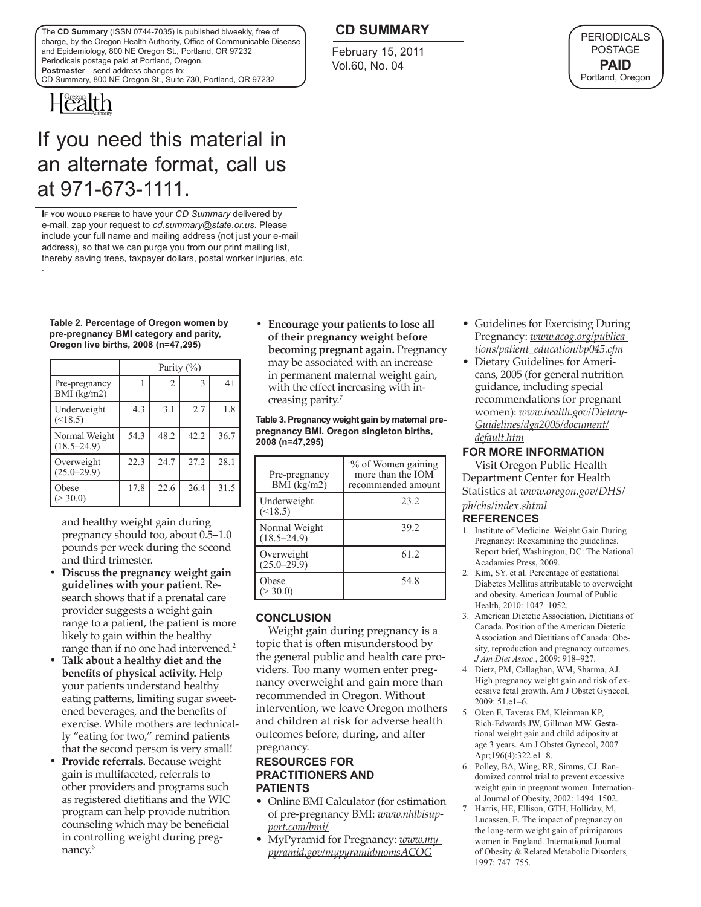The **CD Summary** (ISSN 0744-7035) is published biweekly, free of charge, by the Oregon Health Authority, Office of Communicable Disease and Epidemiology, 800 NE Oregon St., Portland, OR 97232
Periodicals postage paid at Portland, Oregon.
**Postmaster**—send address changes to:
CD Summary, 800 NE Oregon St., Suite 730, Portland, OR 97232

**CD SUMMARY**

February 15, 2011
Vol.60, No. 04

PERIODICALS POSTAGE **PAID** Portland, Oregon

# If you need this material in an alternate format, call us at 971-673-1111.

**If you would prefer** to have your *CD Summary* delivered by e-mail, zap your request to *cd.summary@state.or.us*. Please include your full name and mailing address (not just your e-mail address), so that we can purge you from our print mailing list, thereby saving trees, taxpayer dollars, postal worker injuries, etc.

**Table 2. Percentage of Oregon women by pre-pregnancy BMI category and parity, Oregon live births, 2008 (n=47,295)**

| | Parity (%) | | | |
|---|---|---|---|---|
| Pre-pregnancy BMI (kg/m2) | 1 | 2 | 3 | 4+ |
| Underweight (<18.5) | 4.3 | 3.1 | 2.7 | 1.8 |
| Normal Weight (18.5–24.9) | 54.3 | 48.2 | 42.2 | 36.7 |
| Overweight (25.0–29.9) | 22.3 | 24.7 | 27.2 | 28.1 |
| Obese (> 30.0) | 17.8 | 22.6 | 26.4 | 31.5 |

and healthy weight gain during pregnancy should too, about 0.5–1.0 pounds per week during the second and third trimester.

- **Discuss the pregnancy weight gain guidelines with your patient.** Research shows that if a prenatal care provider suggests a weight gain range to a patient, the patient is more likely to gain within the healthy range than if no one had intervened.[2]
- **Talk about a healthy diet and the benefits of physical activity.** Help your patients understand healthy eating patterns, limiting sugar sweetened beverages, and the benefits of exercise. While mothers are technically "eating for two," remind patients that the second person is very small!
- **Provide referrals.** Because weight gain is multifaceted, referrals to other providers and programs such as registered dietitians and the WIC program can help provide nutrition counseling which may be beneficial in controlling weight during pregnancy.[6]
- **Encourage your patients to lose all of their pregnancy weight before becoming pregnant again.** Pregnancy may be associated with an increase in permanent maternal weight gain, with the effect increasing with increasing parity.[7]

**Table 3. Pregnancy weight gain by maternal pre-pregnancy BMI. Oregon singleton births, 2008 (n=47,295)**

| Pre-pregnancy BMI (kg/m2) | % of Women gaining more than the IOM recommended amount |
|---|---|
| Underweight (<18.5) | 23.2 |
| Normal Weight (18.5–24.9) | 39.2 |
| Overweight (25.0–29.9) | 61.2 |
| Obese (> 30.0) | 54.8 |

## CONCLUSION

Weight gain during pregnancy is a topic that is often misunderstood by the general public and health care providers. Too many women enter pregnancy overweight and gain more than recommended in Oregon. Without intervention, we leave Oregon mothers and children at risk for adverse health outcomes before, during, and after pregnancy.

## RESOURCES FOR PRACTITIONERS AND PATIENTS

- Online BMI Calculator (for estimation of pre-pregnancy BMI: *www.nhlbisupport.com/bmi/*
- MyPyramid for Pregnancy: *www.mypyramid.gov/mypyramidmomsACOG*
- Guidelines for Exercising During Pregnancy: *www.acog.org/publications/patient_education/bp045.cfm*
- Dietary Guidelines for Americans, 2005 (for general nutrition guidance, including special recommendations for pregnant women): *www.health.gov/DietaryGuidelines/dga2005/document/default.htm*

## FOR MORE INFORMATION

Visit Oregon Public Health Department Center for Health Statistics at *www.oregon.gov/DHS/ph/chs/index.shtml*

## REFERENCES

1. Institute of Medicine. Weight Gain During Pregnancy: Reexamining the guidelines. Report brief, Washington, DC: The National Acadamies Press, 2009.
2. Kim, SY. et al. Percentage of gestational Diabetes Mellitus attributable to overweight and obesity. American Journal of Public Health, 2010: 1047–1052.
3. American Dietetic Association, Dietitians of Canada. Position of the American Dietetic Association and Dietitians of Canada: Obesity, reproduction and pregnancy outcomes. *J Am Diet Assoc.*, 2009: 918–927.
4. Dietz, PM, Callaghan, WM, Sharma, AJ. High pregnancy weight gain and risk of excessive fetal growth. Am J Obstet Gynecol, 2009: 51.e1–6.
5. Oken E, Taveras EM, Kleinman KP, Rich-Edwards JW, Gillman MW. Gestational weight gain and child adiposity at age 3 years. Am J Obstet Gynecol, 2007 Apr;196(4):322.e1–8.
6. Polley, BA, Wing, RR, Simms, CJ. Randomized control trial to prevent excessive weight gain in pregnant women. International Journal of Obesity, 2002: 1494–1502.
7. Harris, HE, Ellison, GTH, Holliday, M, Lucassen, E. The impact of pregnancy on the long-term weight gain of primiparous women in England. International Journal of Obesity & Related Metabolic Disorders, 1997: 747–755.